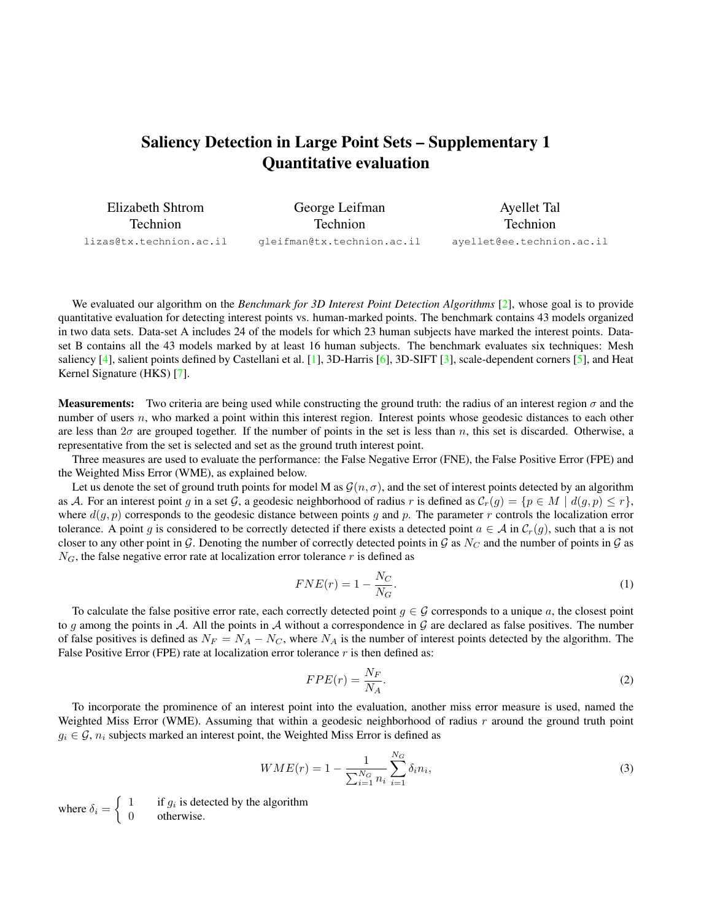# Saliency Detection in Large Point Sets – Supplementary 1 Quantitative evaluation

Elizabeth Shtrom
Technion
lizas@tx.technion.ac.il

George Leifman
Technion
gleifman@tx.technion.ac.il

Ayellet Tal
Technion
ayellet@ee.technion.ac.il

We evaluated our algorithm on the *Benchmark for 3D Interest Point Detection Algorithms* [2], whose goal is to provide quantitative evaluation for detecting interest points vs. human-marked points. The benchmark contains 43 models organized in two data sets. Data-set A includes 24 of the models for which 23 human subjects have marked the interest points. Data-set B contains all the 43 models marked by at least 16 human subjects. The benchmark evaluates six techniques: Mesh saliency [4], salient points defined by Castellani et al. [1], 3D-Harris [6], 3D-SIFT [3], scale-dependent corners [5], and Heat Kernel Signature (HKS) [7].

**Measurements:** Two criteria are being used while constructing the ground truth: the radius of an interest region $\sigma$ and the number of users $n$, who marked a point within this interest region. Interest points whose geodesic distances to each other are less than $2\sigma$ are grouped together. If the number of points in the set is less than $n$, this set is discarded. Otherwise, a representative from the set is selected and set as the ground truth interest point.

Three measures are used to evaluate the performance: the False Negative Error (FNE), the False Positive Error (FPE) and the Weighted Miss Error (WME), as explained below.

Let us denote the set of ground truth points for model M as $\mathcal{G}(n, \sigma)$, and the set of interest points detected by an algorithm as $\mathcal{A}$. For an interest point $g$ in a set $\mathcal{G}$, a geodesic neighborhood of radius $r$ is defined as $\mathcal{C}_r(g) = \{p \in M \mid d(g, p) \leq r\}$, where $d(g, p)$ corresponds to the geodesic distance between points $g$ and $p$. The parameter $r$ controls the localization error tolerance. A point $g$ is considered to be correctly detected if there exists a detected point $a \in \mathcal{A}$ in $\mathcal{C}_r(g)$, such that a is not closer to any other point in $\mathcal{G}$. Denoting the number of correctly detected points in $\mathcal{G}$ as $N_C$ and the number of points in $\mathcal{G}$ as $N_G$, the false negative error rate at localization error tolerance $r$ is defined as

$$FNE(r) = 1 - \frac{N_C}{N_G}. \tag{1}$$

To calculate the false positive error rate, each correctly detected point $g \in \mathcal{G}$ corresponds to a unique $a$, the closest point to $g$ among the points in $\mathcal{A}$. All the points in $\mathcal{A}$ without a correspondence in $\mathcal{G}$ are declared as false positives. The number of false positives is defined as $N_F = N_A - N_C$, where $N_A$ is the number of interest points detected by the algorithm. The False Positive Error (FPE) rate at localization error tolerance $r$ is then defined as:

$$FPE(r) = \frac{N_F}{N_A}. \tag{2}$$

To incorporate the prominence of an interest point into the evaluation, another miss error measure is used, named the Weighted Miss Error (WME). Assuming that within a geodesic neighborhood of radius $r$ around the ground truth point $g_i \in \mathcal{G}$, $n_i$ subjects marked an interest point, the Weighted Miss Error is defined as

$$WME(r) = 1 - \frac{1}{\sum_{i=1}^{N_G} n_i} \sum_{i=1}^{N_G} \delta_i n_i, \tag{3}$$

where $\delta_i = \begin{cases} 1 & \text{if } g_i \text{ is detected by the algorithm} \\ 0 & \text{otherwise.} \end{cases}$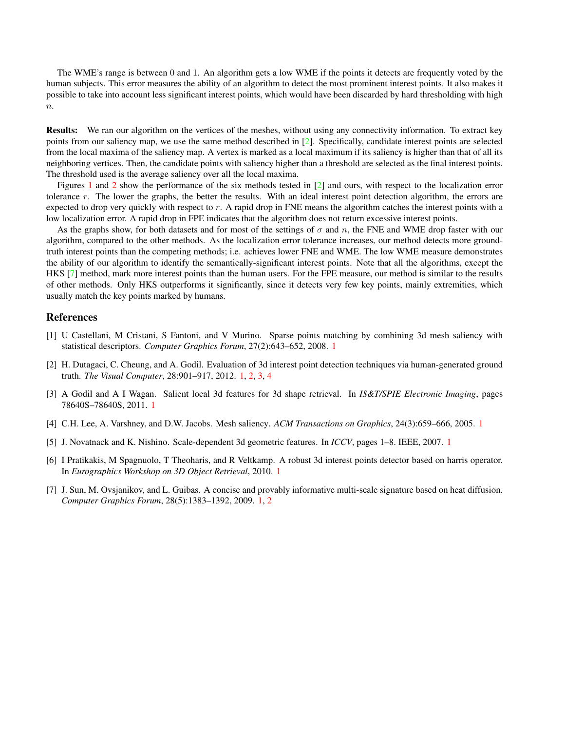The WME's range is between 0 and 1. An algorithm gets a low WME if the points it detects are frequently voted by the human subjects. This error measures the ability of an algorithm to detect the most prominent interest points. It also makes it possible to take into account less significant interest points, which would have been discarded by hard thresholding with high $n$.

**Results:** We ran our algorithm on the vertices of the meshes, without using any connectivity information. To extract key points from our saliency map, we use the same method described in [2]. Specifically, candidate interest points are selected from the local maxima of the saliency map. A vertex is marked as a local maximum if its saliency is higher than that of all its neighboring vertices. Then, the candidate points with saliency higher than a threshold are selected as the final interest points. The threshold used is the average saliency over all the local maxima.

Figures 1 and 2 show the performance of the six methods tested in [2] and ours, with respect to the localization error tolerance $r$. The lower the graphs, the better the results. With an ideal interest point detection algorithm, the errors are expected to drop very quickly with respect to $r$. A rapid drop in FNE means the algorithm catches the interest points with a low localization error. A rapid drop in FPE indicates that the algorithm does not return excessive interest points.

As the graphs show, for both datasets and for most of the settings of $\sigma$ and $n$, the FNE and WME drop faster with our algorithm, compared to the other methods. As the localization error tolerance increases, our method detects more ground-truth interest points than the competing methods; i.e. achieves lower FNE and WME. The low WME measure demonstrates the ability of our algorithm to identify the semantically-significant interest points. Note that all the algorithms, except the HKS [7] method, mark more interest points than the human users. For the FPE measure, our method is similar to the results of other methods. Only HKS outperforms it significantly, since it detects very few key points, mainly extremities, which usually match the key points marked by humans.

## References

[1] U Castellani, M Cristani, S Fantoni, and V Murino. Sparse points matching by combining 3d mesh saliency with statistical descriptors. *Computer Graphics Forum*, 27(2):643–652, 2008. 1

[2] H. Dutagaci, C. Cheung, and A. Godil. Evaluation of 3d interest point detection techniques via human-generated ground truth. *The Visual Computer*, 28:901–917, 2012. 1, 2, 3, 4

[3] A Godil and A I Wagan. Salient local 3d features for 3d shape retrieval. In *IS&T/SPIE Electronic Imaging*, pages 78640S–78640S, 2011. 1

[4] C.H. Lee, A. Varshney, and D.W. Jacobs. Mesh saliency. *ACM Transactions on Graphics*, 24(3):659–666, 2005. 1

[5] J. Novatnack and K. Nishino. Scale-dependent 3d geometric features. In *ICCV*, pages 1–8. IEEE, 2007. 1

[6] I Pratikakis, M Spagnuolo, T Theoharis, and R Veltkamp. A robust 3d interest points detector based on harris operator. In *Eurographics Workshop on 3D Object Retrieval*, 2010. 1

[7] J. Sun, M. Ovsjanikov, and L. Guibas. A concise and provably informative multi-scale signature based on heat diffusion. *Computer Graphics Forum*, 28(5):1383–1392, 2009. 1, 2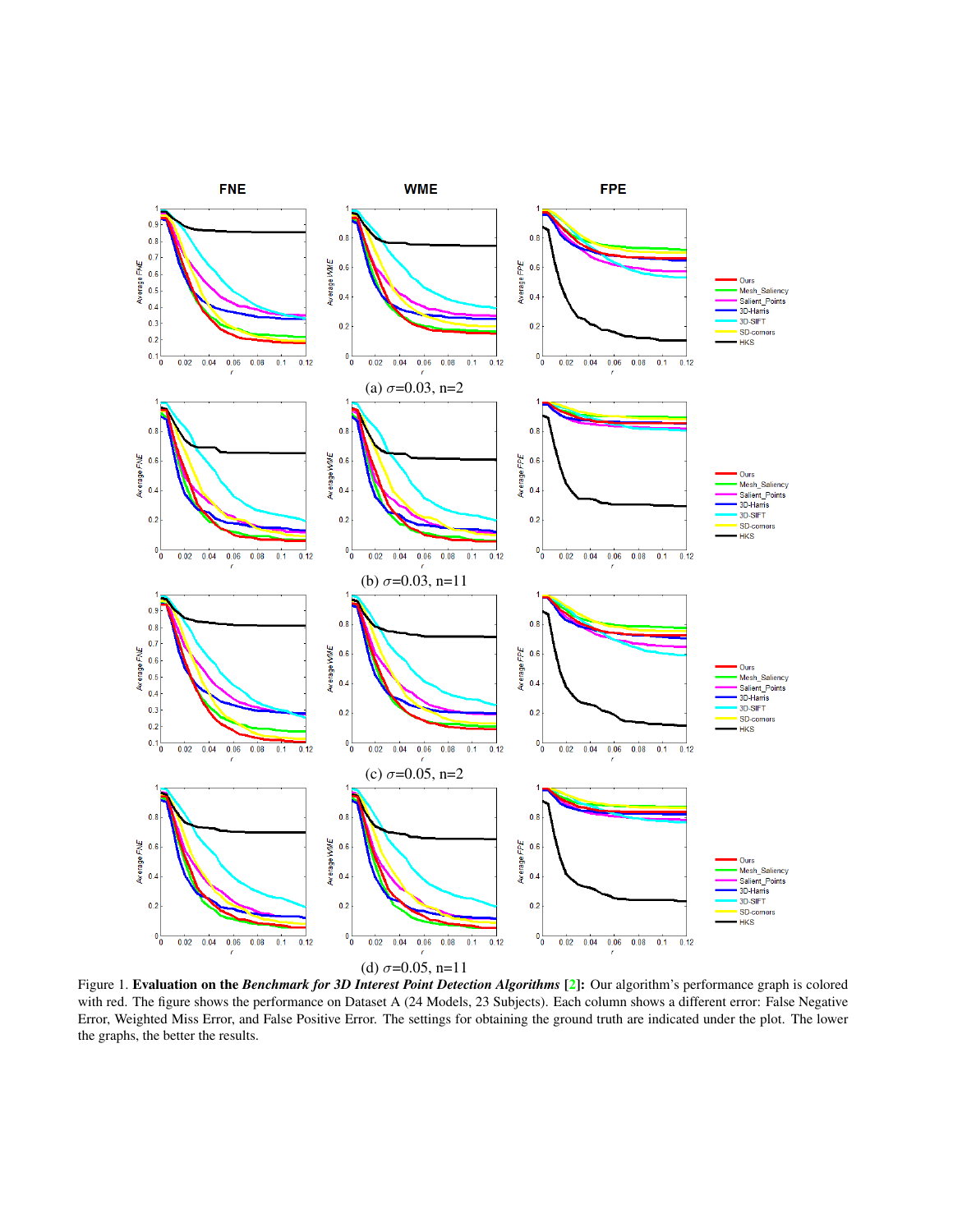Figure 1. **Evaluation on the *Benchmark for 3D Interest Point Detection Algorithms* [2]:** Our algorithm's performance graph is colored with red. The figure shows the performance on Dataset A (24 Models, 23 Subjects). Each column shows a different error: False Negative Error, Weighted Miss Error, and False Positive Error. The settings for obtaining the ground truth are indicated under the plot. The lower the graphs, the better the results.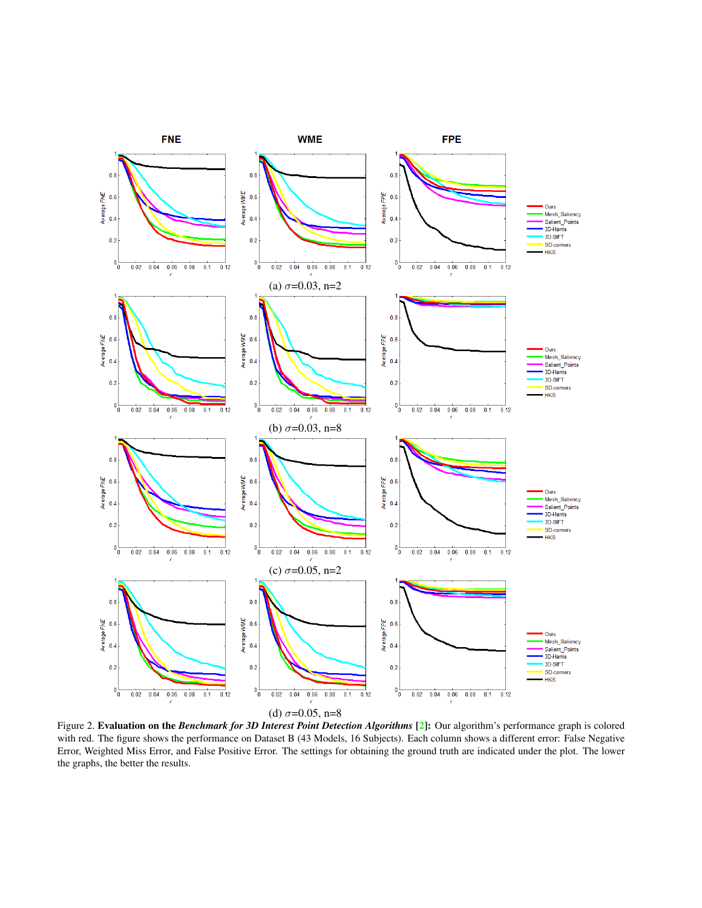FNE

WME

FPE

Average FNE

Average WME

Average FPE

r

Ours
Mesh_Saliency
Salient_Points
3D-Harris
3D-SIFT
SD-corners
HKS

(a) $\sigma$=0.03, n=2

(b) $\sigma$=0.03, n=8

(c) $\sigma$=0.05, n=2

(d) $\sigma$=0.05, n=8

Figure 2. **Evaluation on the *Benchmark for 3D Interest Point Detection Algorithms* [2]:** Our algorithm's performance graph is colored with red. The figure shows the performance on Dataset B (43 Models, 16 Subjects). Each column shows a different error: False Negative Error, Weighted Miss Error, and False Positive Error. The settings for obtaining the ground truth are indicated under the plot. The lower the graphs, the better the results.